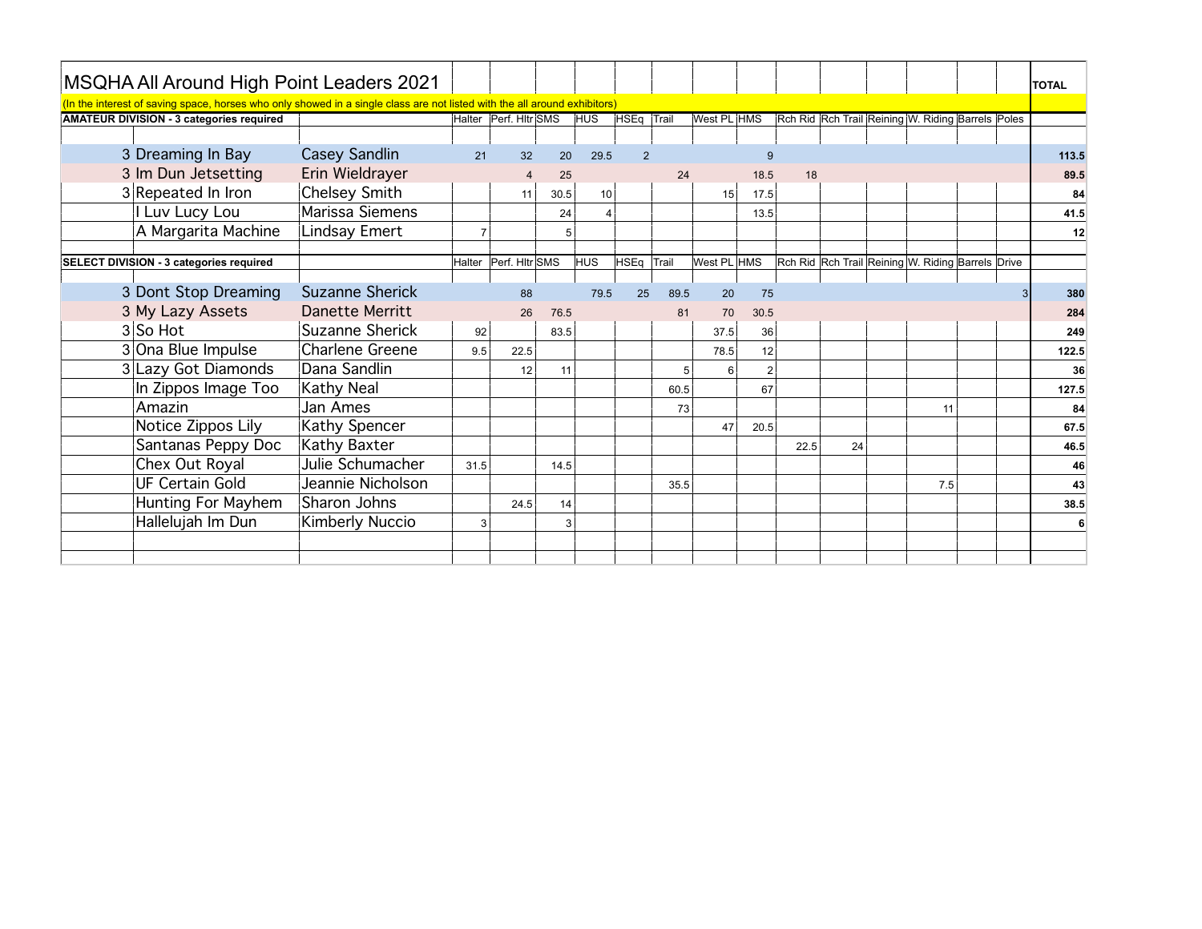# MSQHA All Around High Point Leaders 2021

(In the interest of saving space, horses who only showed in a single class are not listed with the all around exhibitors)

| AMATEUR DIVISION - 3 categories required | | | Halter | Perf. Hltr | SMS | HUS | HSEq | Trail | West PL | HMS | Rch Rid | Rch Trail | Reining | W. Riding | Barrels | Poles | TOTAL |
|---|---|---|---|---|---|---|---|---|---|---|---|---|---|---|---|---|---|
| 3 | Dreaming In Bay | Casey Sandlin | 21 | 32 | 20 | 29.5 | 2 | | | 9 | | | | | | | 113.5 |
| 3 | Im Dun Jetsetting | Erin Wieldrayer | | 4 | 25 | | | 24 | | 18.5 | 18 | | | | | | 89.5 |
| 3 | Repeated In Iron | Chelsey Smith | | 11 | 30.5 | 10 | | | 15 | 17.5 | | | | | | | 84 |
| | I Luv Lucy Lou | Marissa Siemens | | | 24 | 4 | | | | 13.5 | | | | | | | 41.5 |
| | A Margarita Machine | Lindsay Emert | 7 | | 5 | | | | | | | | | | | | 12 |

| SELECT DIVISION - 3 categories required | | | Halter | Perf. Hltr | SMS | HUS | HSEq | Trail | West PL | HMS | Rch Rid | Rch Trail | Reining | W. Riding | Barrels | Drive | TOTAL |
|---|---|---|---|---|---|---|---|---|---|---|---|---|---|---|---|---|---|
| 3 | Dont Stop Dreaming | Suzanne Sherick | | 88 | | 79.5 | 25 | 89.5 | 20 | 75 | | | | | | 3 | 380 |
| 3 | My Lazy Assets | Danette Merritt | | 26 | 76.5 | | | 81 | 70 | 30.5 | | | | | | | 284 |
| 3 | So Hot | Suzanne Sherick | 92 | | 83.5 | | | | 37.5 | 36 | | | | | | | 249 |
| 3 | Ona Blue Impulse | Charlene Greene | 9.5 | 22.5 | | | | | 78.5 | 12 | | | | | | | 122.5 |
| 3 | Lazy Got Diamonds | Dana Sandlin | | 12 | 11 | | | 5 | 6 | 2 | | | | | | | 36 |
| | In Zippos Image Too | Kathy Neal | | | | | | 60.5 | | 67 | | | | | | | 127.5 |
| | Amazin | Jan Ames | | | | | | 73 | | | | | | 11 | | | 84 |
| | Notice Zippos Lily | Kathy Spencer | | | | | | | 47 | 20.5 | | | | | | | 67.5 |
| | Santanas Peppy Doc | Kathy Baxter | | | | | | | | | 22.5 | 24 | | | | | 46.5 |
| | Chex Out Royal | Julie Schumacher | 31.5 | | 14.5 | | | | | | | | | | | | 46 |
| | UF Certain Gold | Jeannie Nicholson | | | | | | 35.5 | | | | | | 7.5 | | | 43 |
| | Hunting For Mayhem | Sharon Johns | | 24.5 | 14 | | | | | | | | | | | | 38.5 |
| | Hallelujah Im Dun | Kimberly Nuccio | 3 | | 3 | | | | | | | | | | | | 6 |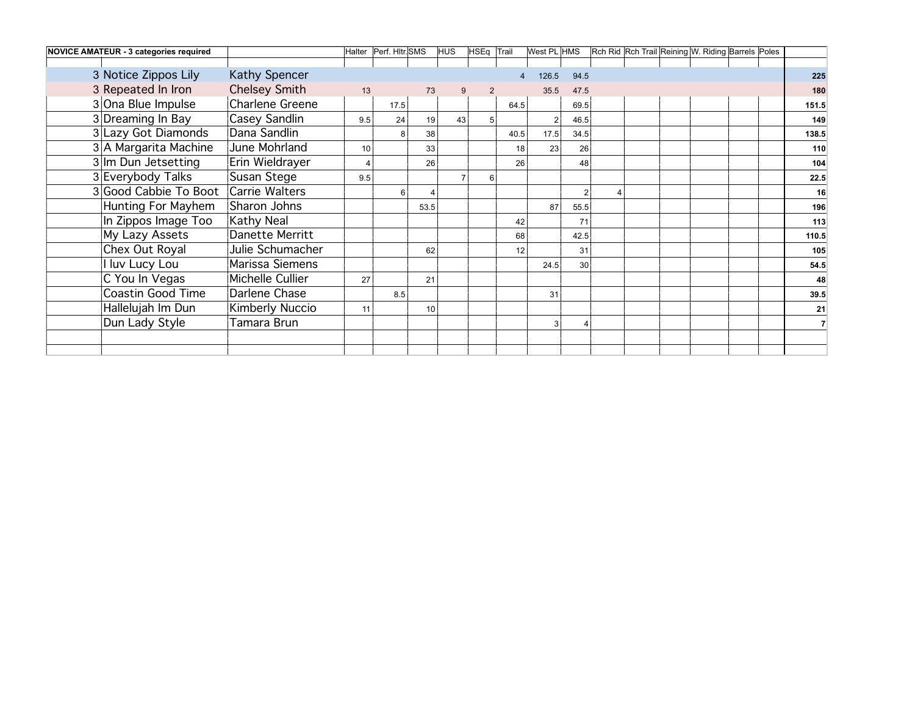| NOVICE AMATEUR - 3 categories required | | | Halter | Perf. Hltr. | SMS | HUS | HSEq | Trail | West PL | HMS | Rch Rid | Rch Trail | Reining | W. Riding | Barrels | Poles | |
|---|---|---|---|---|---|---|---|---|---|---|---|---|---|---|---|---|---|
| | | | | | | | | | | | | | | | | | |
| 3 | Notice Zippos Lily | Kathy Spencer | | | | | | 4 | 126.5 | 94.5 | | | | | | | **225** |
| 3 | Repeated In Iron | Chelsey Smith | 13 | | 73 | 9 | 2 | | 35.5 | 47.5 | | | | | | | **180** |
| 3 | Ona Blue Impulse | Charlene Greene | | 17.5 | | | | 64.5 | | 69.5 | | | | | | | **151.5** |
| 3 | Dreaming In Bay | Casey Sandlin | 9.5 | 24 | 19 | 43 | 5 | | 2 | 46.5 | | | | | | | **149** |
| 3 | Lazy Got Diamonds | Dana Sandlin | | 8 | 38 | | | 40.5 | 17.5 | 34.5 | | | | | | | **138.5** |
| 3 | A Margarita Machine | June Mohrland | 10 | | 33 | | | 18 | 23 | 26 | | | | | | | **110** |
| 3 | Im Dun Jetsetting | Erin Wieldrayer | 4 | | 26 | | | 26 | | 48 | | | | | | | **104** |
| 3 | Everybody Talks | Susan Stege | 9.5 | | | 7 | 6 | | | | | | | | | | **22.5** |
| 3 | Good Cabbie To Boot | Carrie Walters | | 6 | 4 | | | | | 2 | 4 | | | | | | **16** |
| | Hunting For Mayhem | Sharon Johns | | | 53.5 | | | | 87 | 55.5 | | | | | | | **196** |
| | In Zippos Image Too | Kathy Neal | | | | | | 42 | | 71 | | | | | | | **113** |
| | My Lazy Assets | Danette Merritt | | | | | | 68 | | 42.5 | | | | | | | **110.5** |
| | Chex Out Royal | Julie Schumacher | | | 62 | | | 12 | | 31 | | | | | | | **105** |
| | I luv Lucy Lou | Marissa Siemens | | | | | | | 24.5 | 30 | | | | | | | **54.5** |
| | C You In Vegas | Michelle Cullier | 27 | | 21 | | | | | | | | | | | | **48** |
| | Coastin Good Time | Darlene Chase | | 8.5 | | | | | 31 | | | | | | | | **39.5** |
| | Hallelujah Im Dun | Kimberly Nuccio | 11 | | 10 | | | | | | | | | | | | **21** |
| | Dun Lady Style | Tamara Brun | | | | | | | 3 | 4 | | | | | | | **7** |
| | | | | | | | | | | | | | | | | | |
| | | | | | | | | | | | | | | | | | |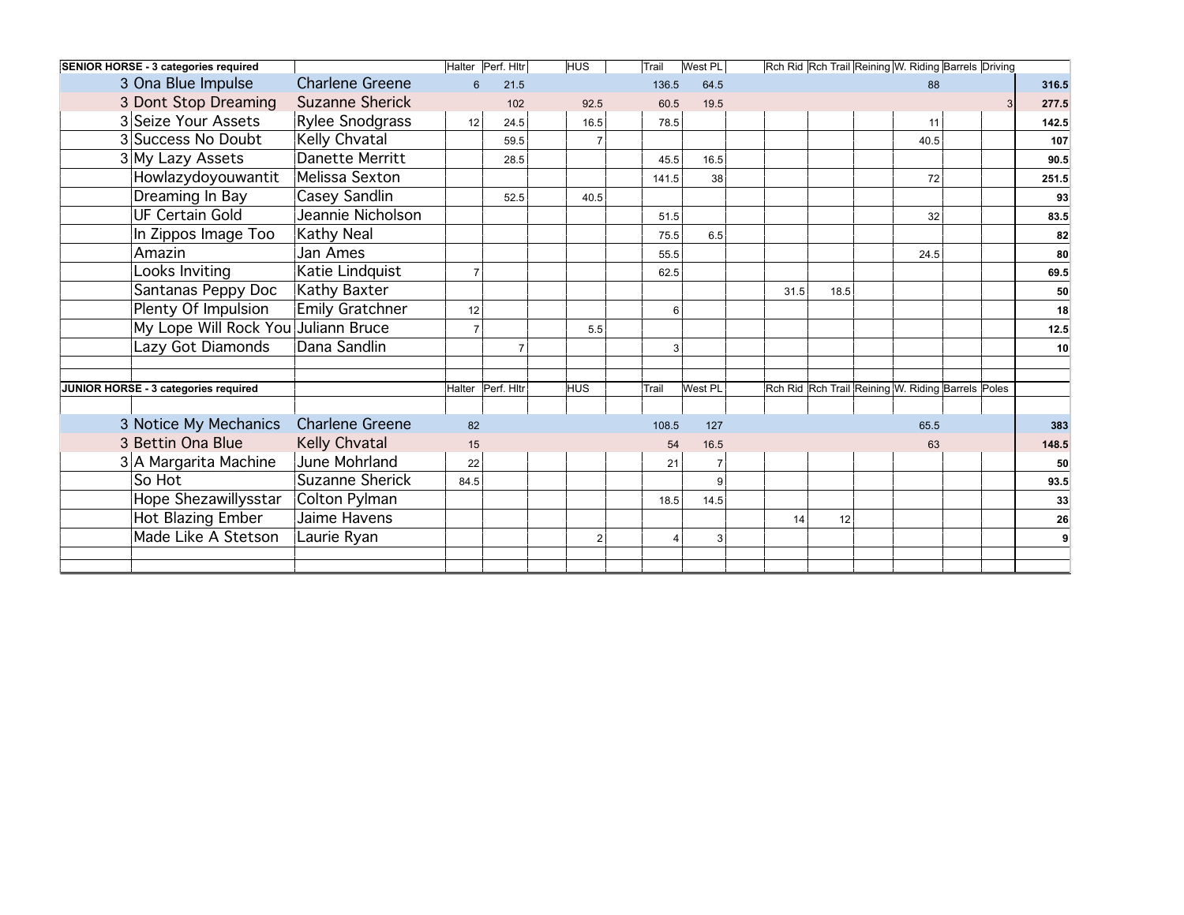| SENIOR HORSE - 3 categories required | | | Halter | Perf. Hltr | | HUS | | Trail | West PL | | Rch Rid | Rch Trail | Reining | W. Riding | Barrels | Driving | |
|---|---|---|---|---|---|---|---|---|---|---|---|---|---|---|---|---|---|
| 3 | Ona Blue Impulse | Charlene Greene | 6 | 21.5 | | | | 136.5 | 64.5 | | | | | 88 | | | **316.5** |
| 3 | Dont Stop Dreaming | Suzanne Sherick | | 102 | | 92.5 | | 60.5 | 19.5 | | | | | | | 3 | **277.5** |
| 3 | Seize Your Assets | Rylee Snodgrass | 12 | 24.5 | | 16.5 | | 78.5 | | | | | | 11 | | | **142.5** |
| 3 | Success No Doubt | Kelly Chvatal | | 59.5 | | 7 | | | | | | | | 40.5 | | | **107** |
| 3 | My Lazy Assets | Danette Merritt | | 28.5 | | | | 45.5 | 16.5 | | | | | | | | **90.5** |
| | Howlazydoyouwantit | Melissa Sexton | | | | | | 141.5 | 38 | | | | | 72 | | | **251.5** |
| | Dreaming In Bay | Casey Sandlin | | 52.5 | | 40.5 | | | | | | | | | | | **93** |
| | UF Certain Gold | Jeannie Nicholson | | | | | | 51.5 | | | | | | 32 | | | **83.5** |
| | In Zippos Image Too | Kathy Neal | | | | | | 75.5 | 6.5 | | | | | | | | **82** |
| | Amazin | Jan Ames | | | | | | 55.5 | | | | | | 24.5 | | | **80** |
| | Looks Inviting | Katie Lindquist | 7 | | | | | 62.5 | | | | | | | | | **69.5** |
| | Santanas Peppy Doc | Kathy Baxter | | | | | | | | | 31.5 | 18.5 | | | | | **50** |
| | Plenty Of Impulsion | Emily Gratchner | 12 | | | | | 6 | | | | | | | | | **18** |
| | My Lope Will Rock You | Juliann Bruce | 7 | | | 5.5 | | | | | | | | | | | **12.5** |
| | Lazy Got Diamonds | Dana Sandlin | | 7 | | | | 3 | | | | | | | | | **10** |

| JUNIOR HORSE - 3 categories required | | | Halter | Perf. Hltr | | HUS | | Trail | West PL | | Rch Rid | Rch Trail | Reining | W. Riding | Barrels | Poles | |
|---|---|---|---|---|---|---|---|---|---|---|---|---|---|---|---|---|---|
| 3 | Notice My Mechanics | Charlene Greene | 82 | | | | | 108.5 | 127 | | | | | 65.5 | | | **383** |
| 3 | Bettin Ona Blue | Kelly Chvatal | 15 | | | | | 54 | 16.5 | | | | | 63 | | | **148.5** |
| 3 | A Margarita Machine | June Mohrland | 22 | | | | | 21 | 7 | | | | | | | | **50** |
| | So Hot | Suzanne Sherick | 84.5 | | | | | | 9 | | | | | | | | **93.5** |
| | Hope Shezawillysstar | Colton Pylman | | | | | | 18.5 | 14.5 | | | | | | | | **33** |
| | Hot Blazing Ember | Jaime Havens | | | | | | | | | 14 | 12 | | | | | **26** |
| | Made Like A Stetson | Laurie Ryan | | | | 2 | | 4 | 3 | | | | | | | | **9** |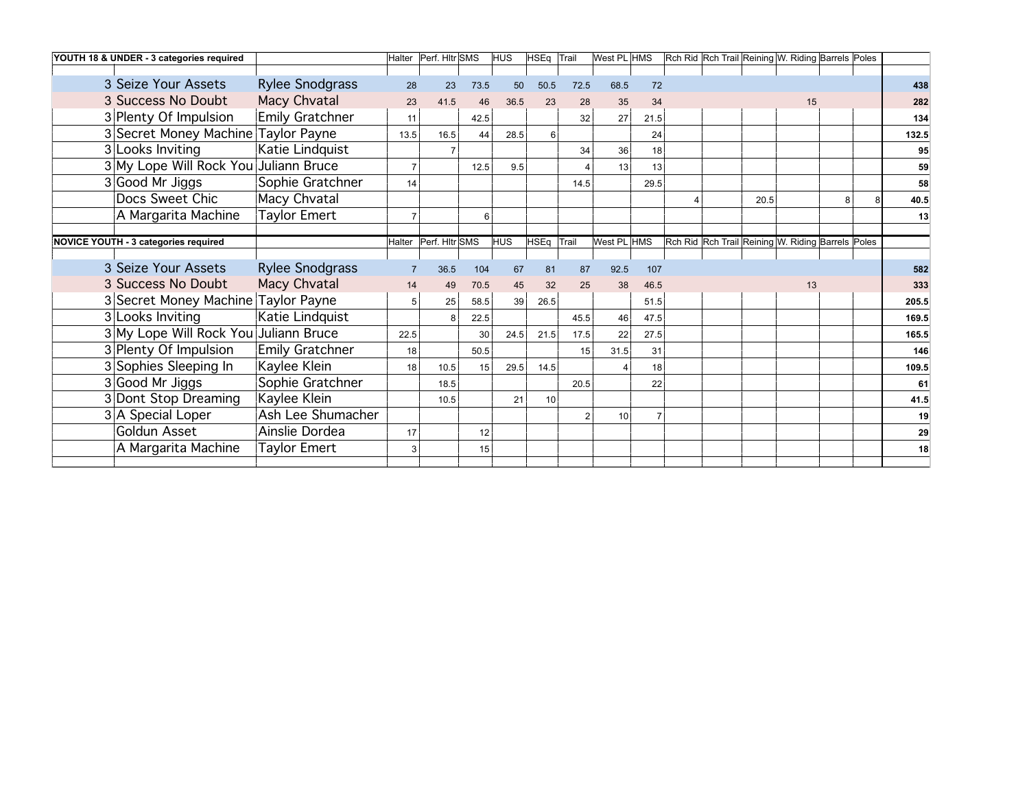| YOUTH 18 & UNDER - 3 categories required | | | Halter | Perf. Hltr | SMS | HUS | HSEq | Trail | West PL | HMS | Rch Rid | Rch Trail | Reining | W. Riding | Barrels | Poles | |
|---|---|---|---|---|---|---|---|---|---|---|---|---|---|---|---|---|---|
| 3 | Seize Your Assets | Rylee Snodgrass | 28 | 23 | 73.5 | 50 | 50.5 | 72.5 | 68.5 | 72 | | | | | | | **438** |
| 3 | Success No Doubt | Macy Chvatal | 23 | 41.5 | 46 | 36.5 | 23 | 28 | 35 | 34 | | | | 15 | | | **282** |
| 3 | Plenty Of Impulsion | Emily Gratchner | 11 | | 42.5 | | | 32 | 27 | 21.5 | | | | | | | **134** |
| 3 | Secret Money Machine | Taylor Payne | 13.5 | 16.5 | 44 | 28.5 | 6 | | | 24 | | | | | | | **132.5** |
| 3 | Looks Inviting | Katie Lindquist | | 7 | | | | 34 | 36 | 18 | | | | | | | **95** |
| 3 | My Lope Will Rock You | Juliann Bruce | 7 | | 12.5 | 9.5 | | 4 | 13 | 13 | | | | | | | **59** |
| 3 | Good Mr Jiggs | Sophie Gratchner | 14 | | | | | 14.5 | | 29.5 | | | | | | | **58** |
| | Docs Sweet Chic | Macy Chvatal | | | | | | | | | 4 | | 20.5 | | 8 | 8 | **40.5** |
| | A Margarita Machine | Taylor Emert | 7 | | 6 | | | | | | | | | | | | **13** |

| NOVICE YOUTH - 3 categories required | | | Halter | Perf. Hltr | SMS | HUS | HSEq | Trail | West PL | HMS | Rch Rid | Rch Trail | Reining | W. Riding | Barrels | Poles | |
|---|---|---|---|---|---|---|---|---|---|---|---|---|---|---|---|---|---|
| 3 | Seize Your Assets | Rylee Snodgrass | 7 | 36.5 | 104 | 67 | 81 | 87 | 92.5 | 107 | | | | | | | **582** |
| 3 | Success No Doubt | Macy Chvatal | 14 | 49 | 70.5 | 45 | 32 | 25 | 38 | 46.5 | | | | 13 | | | **333** |
| 3 | Secret Money Machine | Taylor Payne | 5 | 25 | 58.5 | 39 | 26.5 | | | 51.5 | | | | | | | **205.5** |
| 3 | Looks Inviting | Katie Lindquist | | 8 | 22.5 | | | 45.5 | 46 | 47.5 | | | | | | | **169.5** |
| 3 | My Lope Will Rock You | Juliann Bruce | 22.5 | | 30 | 24.5 | 21.5 | 17.5 | 22 | 27.5 | | | | | | | **165.5** |
| 3 | Plenty Of Impulsion | Emily Gratchner | 18 | | 50.5 | | | 15 | 31.5 | 31 | | | | | | | **146** |
| 3 | Sophies Sleeping In | Kaylee Klein | 18 | 10.5 | 15 | 29.5 | 14.5 | | 4 | 18 | | | | | | | **109.5** |
| 3 | Good Mr Jiggs | Sophie Gratchner | | 18.5 | | | | 20.5 | | 22 | | | | | | | **61** |
| 3 | Dont Stop Dreaming | Kaylee Klein | | 10.5 | | 21 | 10 | | | | | | | | | | **41.5** |
| 3 | A Special Loper | Ash Lee Shumacher | | | | | | 2 | 10 | 7 | | | | | | | **19** |
| | Goldun Asset | Ainslie Dordea | 17 | | 12 | | | | | | | | | | | | **29** |
| | A Margarita Machine | Taylor Emert | 3 | | 15 | | | | | | | | | | | | **18** |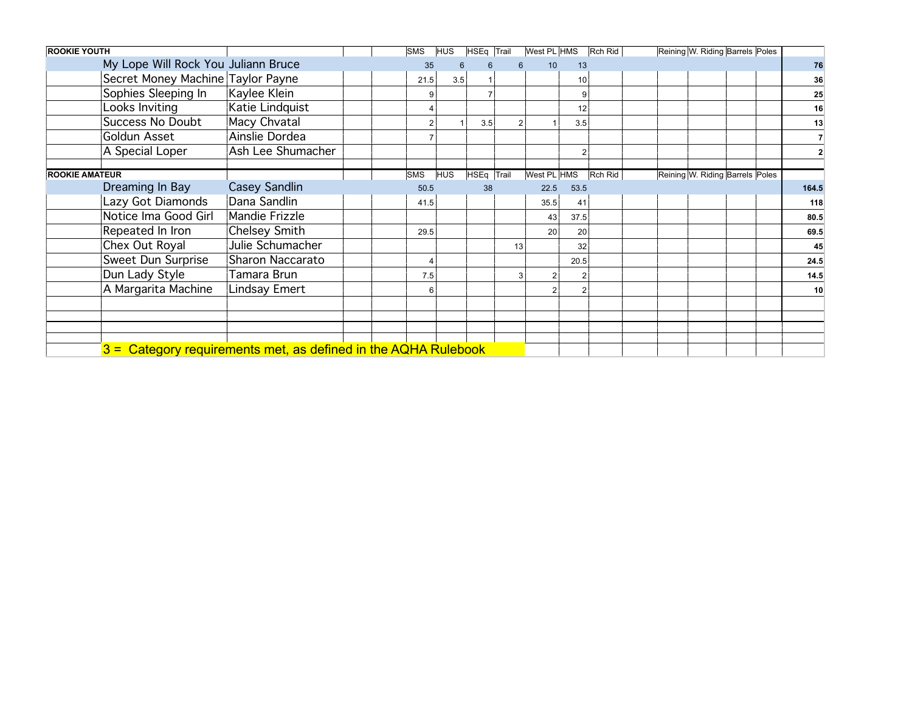| ROOKIE YOUTH | | | | | SMS | HUS | HSEq | Trail | West PL | HMS | Rch Rid | | Reining | W. Riding | Barrels | Poles | |
|---|---|---|---|---|---|---|---|---|---|---|---|---|---|---|---|---|---|
| | My Lope Will Rock You | Juliann Bruce | | | 35 | 6 | 6 | 6 | 10 | 13 | | | | | | | **76** |
| | Secret Money Machine | Taylor Payne | | | 21.5 | 3.5 | 1 | | | 10 | | | | | | | **36** |
| | Sophies Sleeping In | Kaylee Klein | | | 9 | | 7 | | | 9 | | | | | | | **25** |
| | Looks Inviting | Katie Lindquist | | | 4 | | | | | 12 | | | | | | | **16** |
| | Success No Doubt | Macy Chvatal | | | 2 | 1 | 3.5 | 2 | 1 | 3.5 | | | | | | | **13** |
| | Goldun Asset | Ainslie Dordea | | | 7 | | | | | | | | | | | | **7** |
| | A Special Loper | Ash Lee Shumacher | | | | | | | | 2 | | | | | | | **2** |
| **ROOKIE AMATEUR** | | | | | SMS | HUS | HSEq | Trail | West PL | HMS | Rch Rid | | Reining | W. Riding | Barrels | Poles | |
| | Dreaming In Bay | Casey Sandlin | | | 50.5 | | 38 | | 22.5 | 53.5 | | | | | | | **164.5** |
| | Lazy Got Diamonds | Dana Sandlin | | | 41.5 | | | | 35.5 | 41 | | | | | | | **118** |
| | Notice Ima Good Girl | Mandie Frizzle | | | | | | | 43 | 37.5 | | | | | | | **80.5** |
| | Repeated In Iron | Chelsey Smith | | | 29.5 | | | | 20 | 20 | | | | | | | **69.5** |
| | Chex Out Royal | Julie Schumacher | | | | | | 13 | | 32 | | | | | | | **45** |
| | Sweet Dun Surprise | Sharon Naccarato | | | 4 | | | | | 20.5 | | | | | | | **24.5** |
| | Dun Lady Style | Tamara Brun | | | 7.5 | | | 3 | 2 | 2 | | | | | | | **14.5** |
| | A Margarita Machine | Lindsay Emert | | | 6 | | | | 2 | 2 | | | | | | | **10** |

3 = Category requirements met, as defined in the AQHA Rulebook